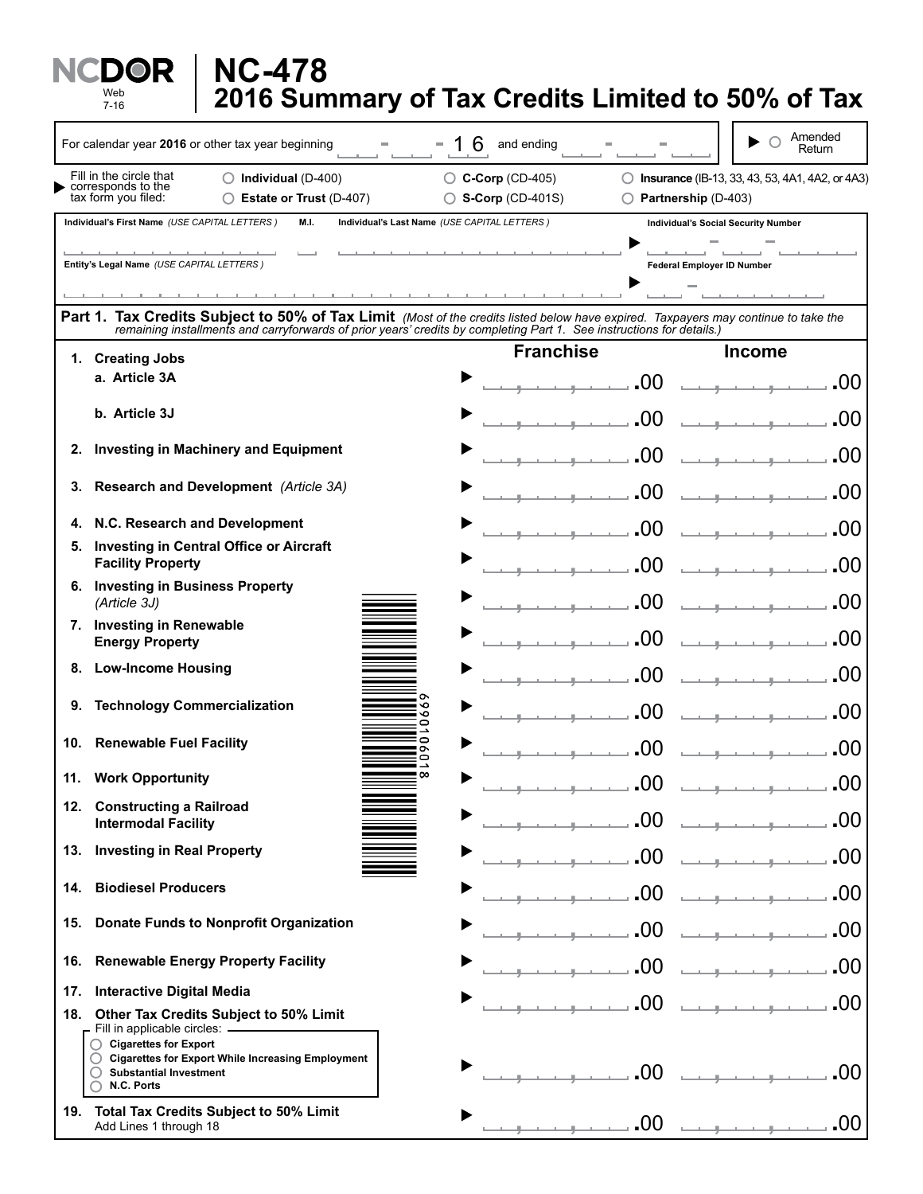# NC-478
## 2016 Summary of Tax Credits Limited to 50% of Tax

NCDOR Web 7-16

For calendar year **2016** or other tax year beginning ____ - ____ - 16 and ending ____ - ____ - ____

○ Amended Return

Fill in the circle that corresponds to the tax form you filed:

- ○ **Individual** (D-400)
- ○ **Estate or Trust** (D-407)
- ○ **C-Corp** (CD-405)
- ○ **S-Corp** (CD-401S)
- ○ **Insurance** (IB-13, 33, 43, 53, 4A1, 4A2, or 4A3)
- ○ **Partnership** (D-403)

**Individual's First Name** *(USE CAPITAL LETTERS)* **M.I.** **Individual's Last Name** *(USE CAPITAL LETTERS)*

**Individual's Social Security Number**

**Entity's Legal Name** *(USE CAPITAL LETTERS)*

**Federal Employer ID Number**

**Part 1. Tax Credits Subject to 50% of Tax Limit** *(Most of the credits listed below have expired. Taxpayers may continue to take the remaining installments and carryforwards of prior years' credits by completing Part 1. See instructions for details.)*

| | Franchise | Income |
|---|---|---|
| **1. Creating Jobs** | | |
| **a. Article 3A** | .00 | .00 |
| **b. Article 3J** | .00 | .00 |
| **2. Investing in Machinery and Equipment** | .00 | .00 |
| **3. Research and Development** *(Article 3A)* | .00 | .00 |
| **4. N.C. Research and Development** | .00 | .00 |
| **5. Investing in Central Office or Aircraft Facility Property** | .00 | .00 |
| **6. Investing in Business Property** *(Article 3J)* | .00 | .00 |
| **7. Investing in Renewable Energy Property** | .00 | .00 |
| **8. Low-Income Housing** | .00 | .00 |
| **9. Technology Commercialization** | .00 | .00 |
| **10. Renewable Fuel Facility** | .00 | .00 |
| **11. Work Opportunity** | .00 | .00 |
| **12. Constructing a Railroad Intermodal Facility** | .00 | .00 |
| **13. Investing in Real Property** | .00 | .00 |
| **14. Biodiesel Producers** | .00 | .00 |
| **15. Donate Funds to Nonprofit Organization** | .00 | .00 |
| **16. Renewable Energy Property Facility** | .00 | .00 |
| **17. Interactive Digital Media** | .00 | .00 |
| **18. Other Tax Credits Subject to 50% Limit**<br>Fill in applicable circles:<br>○ **Cigarettes for Export**<br>○ **Cigarettes for Export While Increasing Employment**<br>○ **Substantial Investment**<br>○ **N.C. Ports** | .00 | .00 |
| **19. Total Tax Credits Subject to 50% Limit**<br>Add Lines 1 through 18 | .00 | .00 |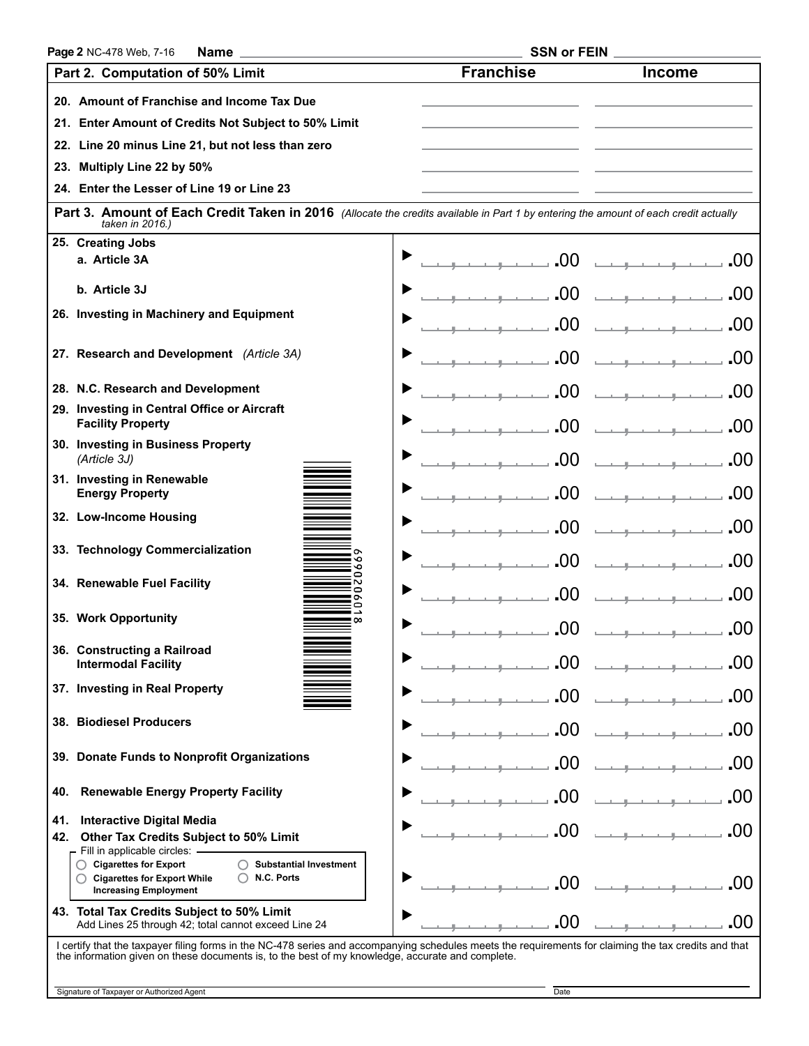Page 2 NC-478 Web, 7-16 **Name** ______________________ **SSN or FEIN** ______________

| Part 2. Computation of 50% Limit | Franchise | Income |
|---|---|---|
| 20. Amount of Franchise and Income Tax Due | | |
| 21. Enter Amount of Credits Not Subject to 50% Limit | | |
| 22. Line 20 minus Line 21, but not less than zero | | |
| 23. Multiply Line 22 by 50% | | |
| 24. Enter the Lesser of Line 19 or Line 23 | | |

**Part 3. Amount of Each Credit Taken in 2016** *(Allocate the credits available in Part 1 by entering the amount of each credit actually taken in 2016.)*

| | Franchise | Income |
|---|---|---|
| 25. Creating Jobs | | |
| a. Article 3A | .00 | .00 |
| b. Article 3J | .00 | .00 |
| 26. Investing in Machinery and Equipment | .00 | .00 |
| 27. Research and Development *(Article 3A)* | .00 | .00 |
| 28. N.C. Research and Development | .00 | .00 |
| 29. Investing in Central Office or Aircraft Facility Property | .00 | .00 |
| 30. Investing in Business Property *(Article 3J)* | .00 | .00 |
| 31. Investing in Renewable Energy Property | .00 | .00 |
| 32. Low-Income Housing | .00 | .00 |
| 33. Technology Commercialization | .00 | .00 |
| 34. Renewable Fuel Facility | .00 | .00 |
| 35. Work Opportunity | .00 | .00 |
| 36. Constructing a Railroad Intermodal Facility | .00 | .00 |
| 37. Investing in Real Property | .00 | .00 |
| 38. Biodiesel Producers | .00 | .00 |
| 39. Donate Funds to Nonprofit Organizations | .00 | .00 |
| 40. Renewable Energy Property Facility | .00 | .00 |
| 41. Interactive Digital Media | .00 | .00 |
| 42. Other Tax Credits Subject to 50% Limit<br>Fill in applicable circles:<br>○ Cigarettes for Export ○ Substantial Investment<br>○ Cigarettes for Export While Increasing Employment ○ N.C. Ports | .00 | .00 |
| 43. Total Tax Credits Subject to 50% Limit<br>Add Lines 25 through 42; total cannot exceed Line 24 | .00 | .00 |

6990206018

I certify that the taxpayer filing forms in the NC-478 series and accompanying schedules meets the requirements for claiming the tax credits and that the information given on these documents is, to the best of my knowledge, accurate and complete.

Signature of Taxpayer or Authorized Agent ______________________ Date ______________